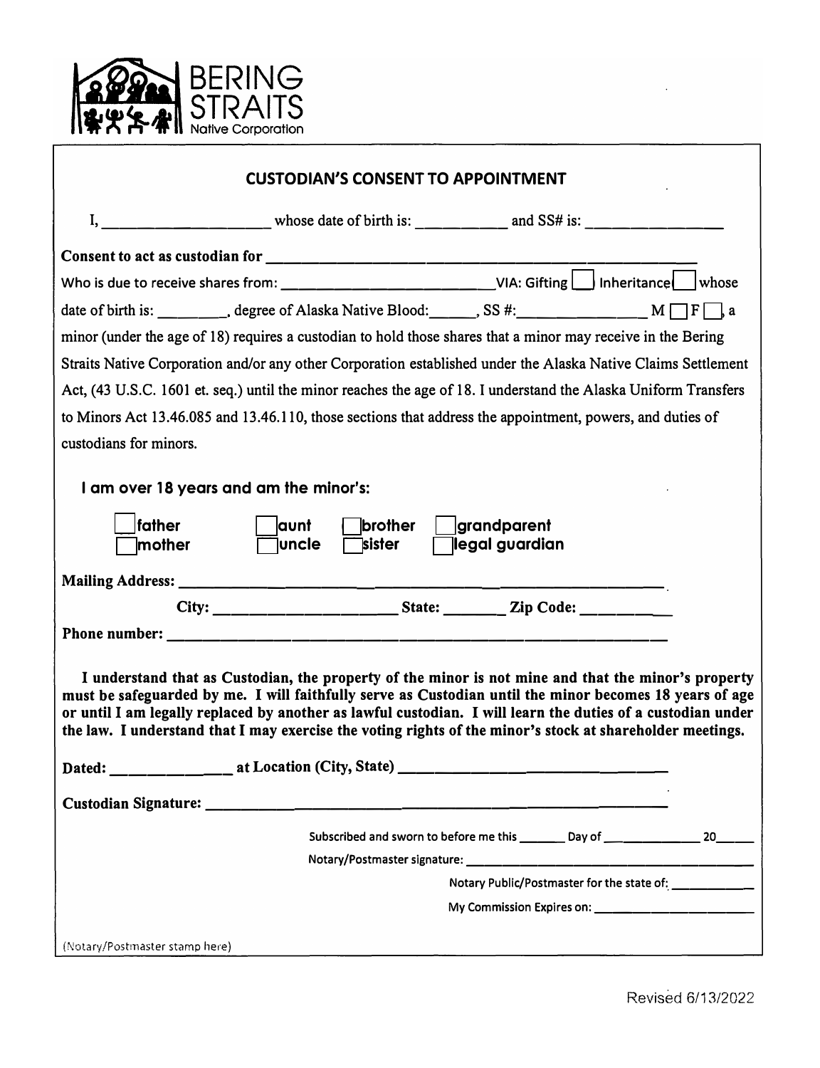BERING STRAITS
Native Corporation

## CUSTODIAN'S CONSENT TO APPOINTMENT

I, ____________________ whose date of birth is: ___________ and SS# is: ________________

**Consent to act as custodian for** ______________________________________________________

Who is due to receive shares from: __________________________ VIA: Gifting ☐ Inheritance ☐ whose date of birth is: _________, degree of Alaska Native Blood:______, SS #:_______________ M ☐ F ☐, a minor (under the age of 18) requires a custodian to hold those shares that a minor may receive in the Bering Straits Native Corporation and/or any other Corporation established under the Alaska Native Claims Settlement Act, (43 U.S.C. 1601 et. seq.) until the minor reaches the age of 18. I understand the Alaska Uniform Transfers to Minors Act 13.46.085 and 13.46.110, those sections that address the appointment, powers, and duties of custodians for minors.

**I am over 18 years and am the minor's:**

☐ father ☐ aunt ☐ brother ☐ grandparent
☐ mother ☐ uncle ☐ sister ☐ legal guardian

**Mailing Address:** ______________________________________________________

**City:** ______________________ **State:** ________ **Zip Code:** ___________

**Phone number:** ______________________________________________________

**I understand that as Custodian, the property of the minor is not mine and that the minor's property must be safeguarded by me. I will faithfully serve as Custodian until the minor becomes 18 years of age or until I am legally replaced by another as lawful custodian. I will learn the duties of a custodian under the law. I understand that I may exercise the voting rights of the minor's stock at shareholder meetings.**

**Dated:** _______________ **at Location (City, State)** _______________________________

**Custodian Signature:** ______________________________________________________

Subscribed and sworn to before me this _______ Day of ______________ 20_____

Notary/Postmaster signature: ___________________________________

Notary Public/Postmaster for the state of: ___________

My Commission Expires on: _______________________

(Notary/Postmaster stamp here)

Revised 6/13/2022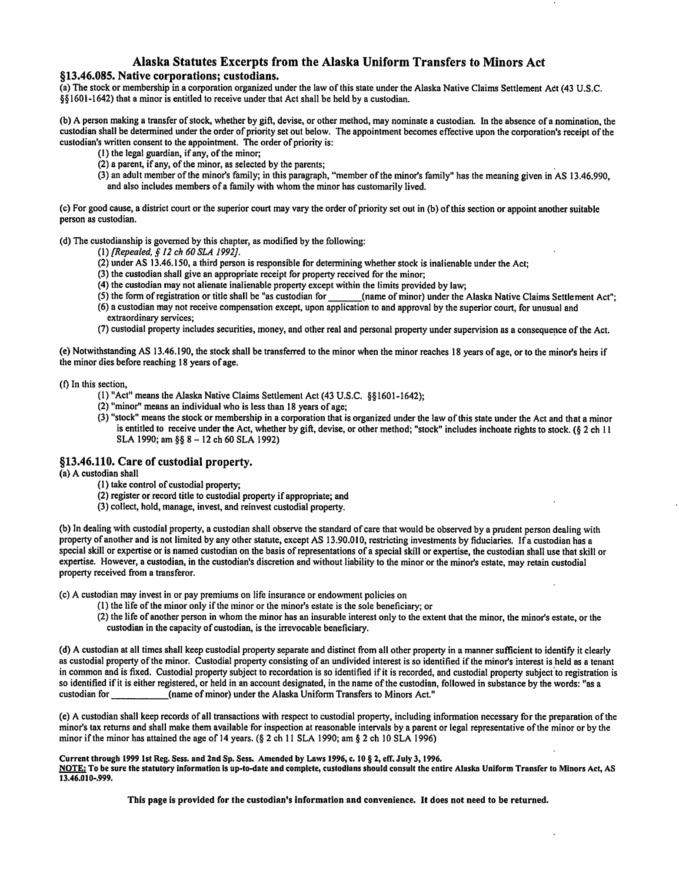# Alaska Statutes Excerpts from the Alaska Uniform Transfers to Minors Act

## §13.46.085. Native corporations; custodians.

(a) The stock or membership in a corporation organized under the law of this state under the Alaska Native Claims Settlement Act (43 U.S.C. §§1601-1642) that a minor is entitled to receive under that Act shall be held by a custodian.

(b) A person making a transfer of stock, whether by gift, devise, or other method, may nominate a custodian. In the absence of a nomination, the custodian shall be determined under the order of priority set out below. The appointment becomes effective upon the corporation's receipt of the custodian's written consent to the appointment. The order of priority is:

- (1) the legal guardian, if any, of the minor;
- (2) a parent, if any, of the minor, as selected by the parents;
- (3) an adult member of the minor's family; in this paragraph, "member of the minor's family" has the meaning given in AS 13.46.990, and also includes members of a family with whom the minor has customarily lived.

(c) For good cause, a district court or the superior court may vary the order of priority set out in (b) of this section or appoint another suitable person as custodian.

(d) The custodianship is governed by this chapter, as modified by the following:

- (1) *[Repealed, § 12 ch 60 SLA 1992].*
- (2) under AS 13.46.150, a third person is responsible for determining whether stock is inalienable under the Act;
- (3) the custodian shall give an appropriate receipt for property received for the minor;
- (4) the custodian may not alienate inalienable property except within the limits provided by law;
- (5) the form of registration or title shall be "as custodian for _______(name of minor) under the Alaska Native Claims Settlement Act";
- (6) a custodian may not receive compensation except, upon application to and approval by the superior court, for unusual and extraordinary services;
- (7) custodial property includes securities, money, and other real and personal property under supervision as a consequence of the Act.

(e) Notwithstanding AS 13.46.190, the stock shall be transferred to the minor when the minor reaches 18 years of age, or to the minor's heirs if the minor dies before reaching 18 years of age.

(f) In this section,

- (1) "Act" means the Alaska Native Claims Settlement Act (43 U.S.C. §§1601-1642);
- (2) "minor" means an individual who is less than 18 years of age;
- (3) "stock" means the stock or membership in a corporation that is organized under the law of this state under the Act and that a minor is entitled to receive under the Act, whether by gift, devise, or other method; "stock" includes inchoate rights to stock. (§ 2 ch 11 SLA 1990; am §§ 8 – 12 ch 60 SLA 1992)

## §13.46.110. Care of custodial property.

(a) A custodian shall

- (1) take control of custodial property;
- (2) register or record title to custodial property if appropriate; and
- (3) collect, hold, manage, invest, and reinvest custodial property.

(b) In dealing with custodial property, a custodian shall observe the standard of care that would be observed by a prudent person dealing with property of another and is not limited by any other statute, except AS 13.90.010, restricting investments by fiduciaries. If a custodian has a special skill or expertise or is named custodian on the basis of representations of a special skill or expertise, the custodian shall use that skill or expertise. However, a custodian, in the custodian's discretion and without liability to the minor or the minor's estate, may retain custodial property received from a transferor.

(c) A custodian may invest in or pay premiums on life insurance or endowment policies on

- (1) the life of the minor only if the minor or the minor's estate is the sole beneficiary; or
- (2) the life of another person in whom the minor has an insurable interest only to the extent that the minor, the minor's estate, or the custodian in the capacity of custodian, is the irrevocable beneficiary.

(d) A custodian at all times shall keep custodial property separate and distinct from all other property in a manner sufficient to identify it clearly as custodial property of the minor. Custodial property consisting of an undivided interest is so identified if the minor's interest is held as a tenant in common and is fixed. Custodial property subject to recordation is so identified if it is recorded, and custodial property subject to registration is so identified if it is either registered, or held in an account designated, in the name of the custodian, followed in substance by the words: "as a custodian for ___________(name of minor) under the Alaska Uniform Transfers to Minors Act."

(e) A custodian shall keep records of all transactions with respect to custodial property, including information necessary for the preparation of the minor's tax returns and shall make them available for inspection at reasonable intervals by a parent or legal representative of the minor or by the minor if the minor has attained the age of 14 years. (§ 2 ch 11 SLA 1990; am § 2 ch 10 SLA 1996)

**Current through 1999 1st Reg. Sess. and 2nd Sp. Sess. Amended by Laws 1996, c. 10 § 2, eff. July 3, 1996.**

**<u>NOTE:</u> To be sure the statutory information is up-to-date and complete, custodians should consult the entire Alaska Uniform Transfer to Minors Act, AS 13.46.010-.999.**

**This page is provided for the custodian's information and convenience. It does not need to be returned.**